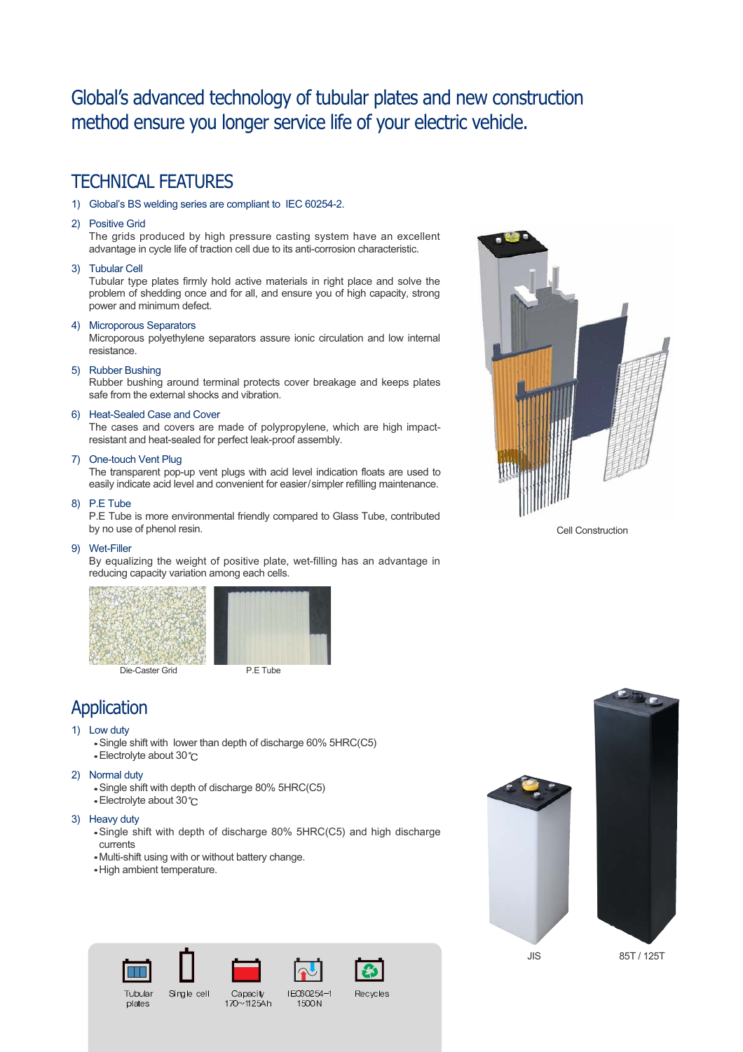# Global's advanced technology of tubular plates and new construction method ensure you longer service life of your electric vehicle.

## TECHNICAL FEATURES

1) Global's BS welding series are compliant to IEC 60254-2.

2) Positive Grid
The grids produced by high pressure casting system have an excellent advantage in cycle life of traction cell due to its anti-corrosion characteristic.

3) Tubular Cell
Tubular type plates firmly hold active materials in right place and solve the problem of shedding once and for all, and ensure you of high capacity, strong power and minimum defect.

4) Microporous Separators
Microporous polyethylene separators assure ionic circulation and low internal resistance.

5) Rubber Bushing
Rubber bushing around terminal protects cover breakage and keeps plates safe from the external shocks and vibration.

6) Heat-Sealed Case and Cover
The cases and covers are made of polypropylene, which are high impact-resistant and heat-sealed for perfect leak-proof assembly.

7) One-touch Vent Plug
The transparent pop-up vent plugs with acid level indication floats are used to easily indicate acid level and convenient for easier/simpler refilling maintenance.

8) P.E Tube
P.E Tube is more environmental friendly compared to Glass Tube, contributed by no use of phenol resin.

9) Wet-Filler
By equalizing the weight of positive plate, wet-filling has an advantage in reducing capacity variation among each cells.

Die-Caster Grid

P.E Tube

Cell Construction

## Application

1) Low duty
- Single shift with lower than depth of discharge 60% 5HRC(C5)
- Electrolyte about 30℃

2) Normal duty
- Single shift with depth of discharge 80% 5HRC(C5)
- Electrolyte about 30℃

3) Heavy duty
- Single shift with depth of discharge 80% 5HRC(C5) and high discharge currents
- Multi-shift using with or without battery change.
- High ambient temperature.

JIS

85T / 125T

Tubular plates | Single cell | Capacity 170~1125Ah | IEC60254-1 1500N | Recycles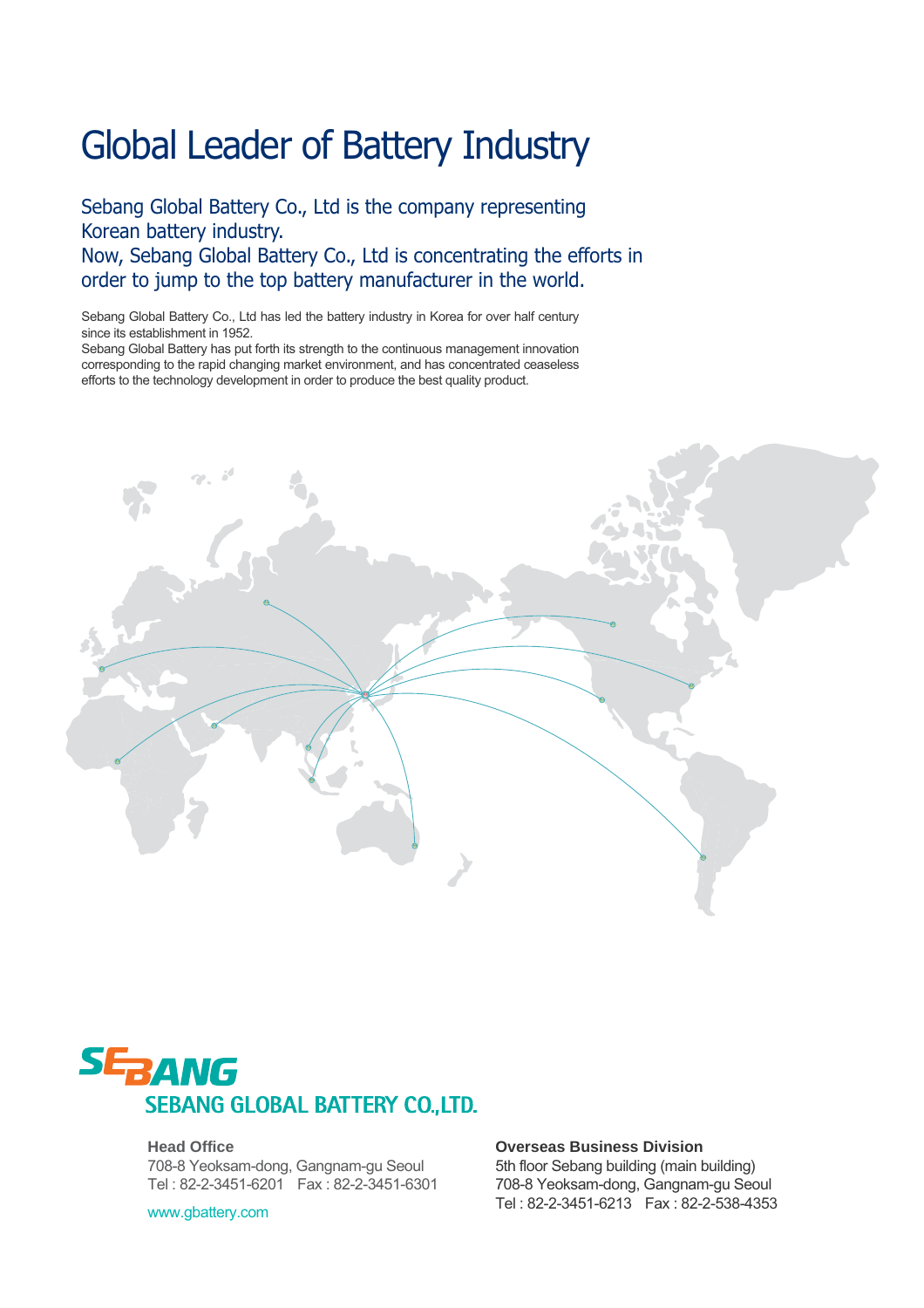# Global Leader of Battery Industry

## Sebang Global Battery Co., Ltd is the company representing Korean battery industry.
## Now, Sebang Global Battery Co., Ltd is concentrating the efforts in order to jump to the top battery manufacturer in the world.

Sebang Global Battery Co., Ltd has led the battery industry in Korea for over half century since its establishment in 1952.
Sebang Global Battery has put forth its strength to the continuous management innovation corresponding to the rapid changing market environment, and has concentrated ceaseless efforts to the technology development in order to produce the best quality product.

SEBANG

SEBANG GLOBAL BATTERY CO.,LTD.

**Head Office**
708-8 Yeoksam-dong, Gangnam-gu Seoul
Tel : 82-2-3451-6201   Fax : 82-2-3451-6301

www.gbattery.com

**Overseas Business Division**
5th floor Sebang building (main building)
708-8 Yeoksam-dong, Gangnam-gu Seoul
Tel : 82-2-3451-6213   Fax : 82-2-538-4353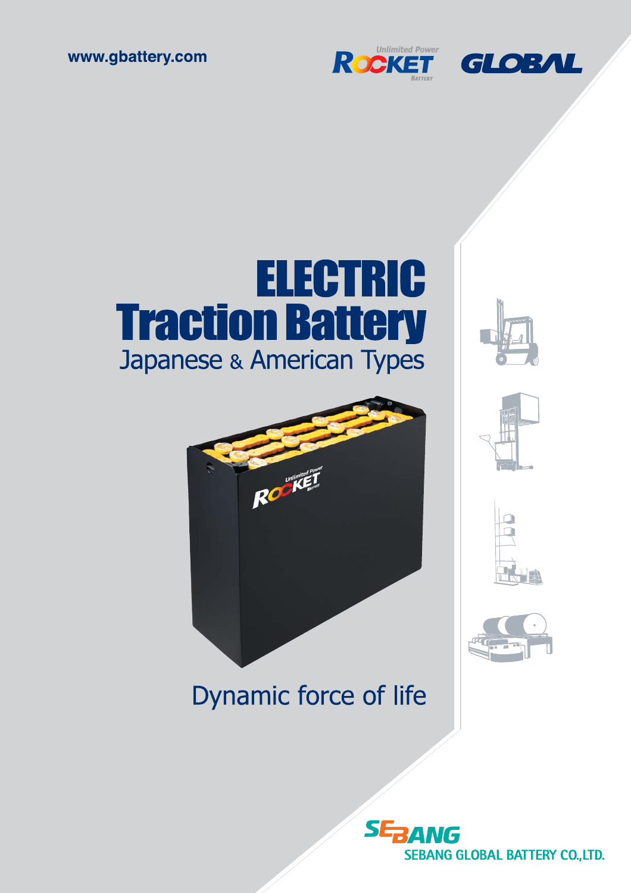www.gbattery.com

Unlimited Power ROCKET BATTERY

GLOBAL

# ELECTRIC Traction Battery

## Japanese & American Types

Dynamic force of life

SEBANG

SEBANG GLOBAL BATTERY CO.,LTD.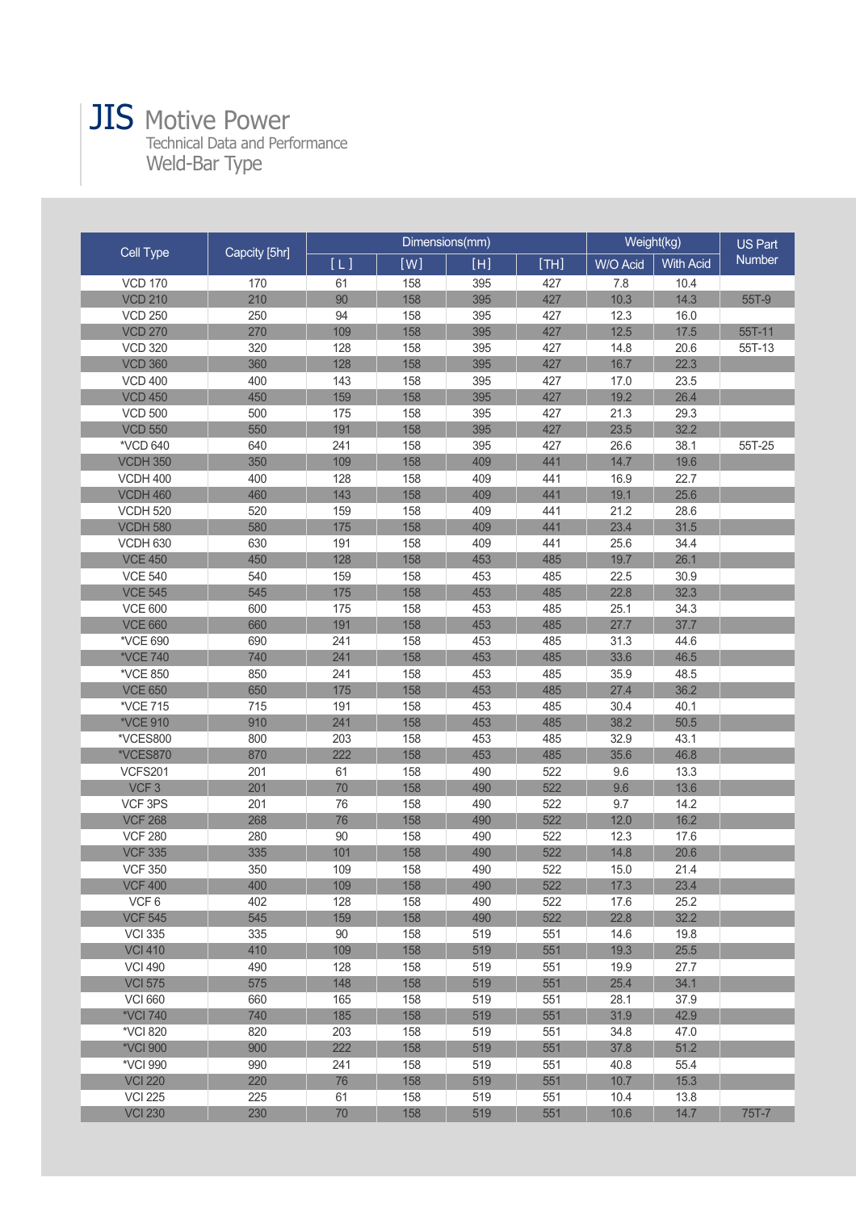# JIS Motive Power

Technical Data and Performance

Weld-Bar Type

| Cell Type | Capcity [5hr] | Dimensions(mm) | | | | Weight(kg) | | US Part Number |
|---|---|---|---|---|---|---|---|---|
| | | [ L ] | [W] | [H] | [TH] | W/O Acid | With Acid | |
| VCD 170 | 170 | 61 | 158 | 395 | 427 | 7.8 | 10.4 | |
| VCD 210 | 210 | 90 | 158 | 395 | 427 | 10.3 | 14.3 | 55T-9 |
| VCD 250 | 250 | 94 | 158 | 395 | 427 | 12.3 | 16.0 | |
| VCD 270 | 270 | 109 | 158 | 395 | 427 | 12.5 | 17.5 | 55T-11 |
| VCD 320 | 320 | 128 | 158 | 395 | 427 | 14.8 | 20.6 | 55T-13 |
| VCD 360 | 360 | 128 | 158 | 395 | 427 | 16.7 | 22.3 | |
| VCD 400 | 400 | 143 | 158 | 395 | 427 | 17.0 | 23.5 | |
| VCD 450 | 450 | 159 | 158 | 395 | 427 | 19.2 | 26.4 | |
| VCD 500 | 500 | 175 | 158 | 395 | 427 | 21.3 | 29.3 | |
| VCD 550 | 550 | 191 | 158 | 395 | 427 | 23.5 | 32.2 | |
| *VCD 640 | 640 | 241 | 158 | 395 | 427 | 26.6 | 38.1 | 55T-25 |
| VCDH 350 | 350 | 109 | 158 | 409 | 441 | 14.7 | 19.6 | |
| VCDH 400 | 400 | 128 | 158 | 409 | 441 | 16.9 | 22.7 | |
| VCDH 460 | 460 | 143 | 158 | 409 | 441 | 19.1 | 25.6 | |
| VCDH 520 | 520 | 159 | 158 | 409 | 441 | 21.2 | 28.6 | |
| VCDH 580 | 580 | 175 | 158 | 409 | 441 | 23.4 | 31.5 | |
| VCDH 630 | 630 | 191 | 158 | 409 | 441 | 25.6 | 34.4 | |
| VCE 450 | 450 | 128 | 158 | 453 | 485 | 19.7 | 26.1 | |
| VCE 540 | 540 | 159 | 158 | 453 | 485 | 22.5 | 30.9 | |
| VCE 545 | 545 | 175 | 158 | 453 | 485 | 22.8 | 32.3 | |
| VCE 600 | 600 | 175 | 158 | 453 | 485 | 25.1 | 34.3 | |
| VCE 660 | 660 | 191 | 158 | 453 | 485 | 27.7 | 37.7 | |
| *VCE 690 | 690 | 241 | 158 | 453 | 485 | 31.3 | 44.6 | |
| *VCE 740 | 740 | 241 | 158 | 453 | 485 | 33.6 | 46.5 | |
| *VCE 850 | 850 | 241 | 158 | 453 | 485 | 35.9 | 48.5 | |
| VCE 650 | 650 | 175 | 158 | 453 | 485 | 27.4 | 36.2 | |
| *VCE 715 | 715 | 191 | 158 | 453 | 485 | 30.4 | 40.1 | |
| *VCE 910 | 910 | 241 | 158 | 453 | 485 | 38.2 | 50.5 | |
| *VCES800 | 800 | 203 | 158 | 453 | 485 | 32.9 | 43.1 | |
| *VCES870 | 870 | 222 | 158 | 453 | 485 | 35.6 | 46.8 | |
| VCFS201 | 201 | 61 | 158 | 490 | 522 | 9.6 | 13.3 | |
| VCF 3 | 201 | 70 | 158 | 490 | 522 | 9.6 | 13.6 | |
| VCF 3PS | 201 | 76 | 158 | 490 | 522 | 9.7 | 14.2 | |
| VCF 268 | 268 | 76 | 158 | 490 | 522 | 12.0 | 16.2 | |
| VCF 280 | 280 | 90 | 158 | 490 | 522 | 12.3 | 17.6 | |
| VCF 335 | 335 | 101 | 158 | 490 | 522 | 14.8 | 20.6 | |
| VCF 350 | 350 | 109 | 158 | 490 | 522 | 15.0 | 21.4 | |
| VCF 400 | 400 | 109 | 158 | 490 | 522 | 17.3 | 23.4 | |
| VCF 6 | 402 | 128 | 158 | 490 | 522 | 17.6 | 25.2 | |
| VCF 545 | 545 | 159 | 158 | 490 | 522 | 22.8 | 32.2 | |
| VCI 335 | 335 | 90 | 158 | 519 | 551 | 14.6 | 19.8 | |
| VCI 410 | 410 | 109 | 158 | 519 | 551 | 19.3 | 25.5 | |
| VCI 490 | 490 | 128 | 158 | 519 | 551 | 19.9 | 27.7 | |
| VCI 575 | 575 | 148 | 158 | 519 | 551 | 25.4 | 34.1 | |
| VCI 660 | 660 | 165 | 158 | 519 | 551 | 28.1 | 37.9 | |
| *VCI 740 | 740 | 185 | 158 | 519 | 551 | 31.9 | 42.9 | |
| *VCI 820 | 820 | 203 | 158 | 519 | 551 | 34.8 | 47.0 | |
| *VCI 900 | 900 | 222 | 158 | 519 | 551 | 37.8 | 51.2 | |
| *VCI 990 | 990 | 241 | 158 | 519 | 551 | 40.8 | 55.4 | |
| VCI 220 | 220 | 76 | 158 | 519 | 551 | 10.7 | 15.3 | |
| VCI 225 | 225 | 61 | 158 | 519 | 551 | 10.4 | 13.8 | |
| VCI 230 | 230 | 70 | 158 | 519 | 551 | 10.6 | 14.7 | 75T-7 |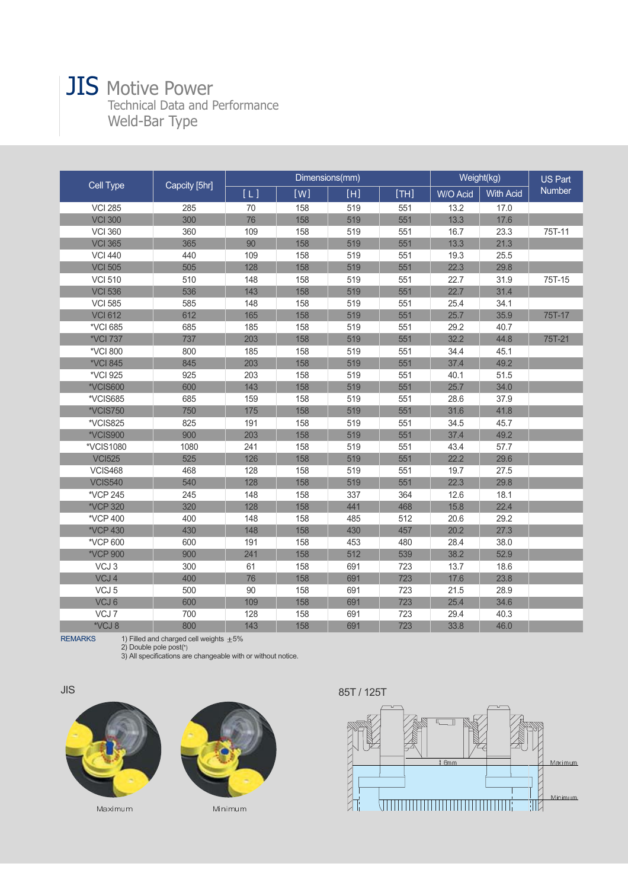# JIS Motive Power

Technical Data and Performance

Weld-Bar Type

| Cell Type | Capcity [5hr] | Dimensions(mm) | | | | Weight(kg) | | US Part Number |
|---|---|---|---|---|---|---|---|---|
| | | [ L ] | [W] | [H] | [TH] | W/O Acid | With Acid | |
| VCI 285 | 285 | 70 | 158 | 519 | 551 | 13.2 | 17.0 | |
| VCI 300 | 300 | 76 | 158 | 519 | 551 | 13.3 | 17.6 | |
| VCI 360 | 360 | 109 | 158 | 519 | 551 | 16.7 | 23.3 | 75T-11 |
| VCI 365 | 365 | 90 | 158 | 519 | 551 | 13.3 | 21.3 | |
| VCI 440 | 440 | 109 | 158 | 519 | 551 | 19.3 | 25.5 | |
| VCI 505 | 505 | 128 | 158 | 519 | 551 | 22.3 | 29.8 | |
| VCI 510 | 510 | 148 | 158 | 519 | 551 | 22.7 | 31.9 | 75T-15 |
| VCI 536 | 536 | 143 | 158 | 519 | 551 | 22.7 | 31.4 | |
| VCI 585 | 585 | 148 | 158 | 519 | 551 | 25.4 | 34.1 | |
| VCI 612 | 612 | 165 | 158 | 519 | 551 | 25.7 | 35.9 | 75T-17 |
| *VCI 685 | 685 | 185 | 158 | 519 | 551 | 29.2 | 40.7 | |
| *VCI 737 | 737 | 203 | 158 | 519 | 551 | 32.2 | 44.8 | 75T-21 |
| *VCI 800 | 800 | 185 | 158 | 519 | 551 | 34.4 | 45.1 | |
| *VCI 845 | 845 | 203 | 158 | 519 | 551 | 37.4 | 49.2 | |
| *VCI 925 | 925 | 203 | 158 | 519 | 551 | 40.1 | 51.5 | |
| *VCIS600 | 600 | 143 | 158 | 519 | 551 | 25.7 | 34.0 | |
| *VCIS685 | 685 | 159 | 158 | 519 | 551 | 28.6 | 37.9 | |
| *VCIS750 | 750 | 175 | 158 | 519 | 551 | 31.6 | 41.8 | |
| *VCIS825 | 825 | 191 | 158 | 519 | 551 | 34.5 | 45.7 | |
| *VCIS900 | 900 | 203 | 158 | 519 | 551 | 37.4 | 49.2 | |
| *VCIS1080 | 1080 | 241 | 158 | 519 | 551 | 43.4 | 57.7 | |
| VCI525 | 525 | 126 | 158 | 519 | 551 | 22.2 | 29.6 | |
| VCIS468 | 468 | 128 | 158 | 519 | 551 | 19.7 | 27.5 | |
| VCIS540 | 540 | 128 | 158 | 519 | 551 | 22.3 | 29.8 | |
| *VCP 245 | 245 | 148 | 158 | 337 | 364 | 12.6 | 18.1 | |
| *VCP 320 | 320 | 128 | 158 | 441 | 468 | 15.8 | 22.4 | |
| *VCP 400 | 400 | 148 | 158 | 485 | 512 | 20.6 | 29.2 | |
| *VCP 430 | 430 | 148 | 158 | 430 | 457 | 20.2 | 27.3 | |
| *VCP 600 | 600 | 191 | 158 | 453 | 480 | 28.4 | 38.0 | |
| *VCP 900 | 900 | 241 | 158 | 512 | 539 | 38.2 | 52.9 | |
| VCJ 3 | 300 | 61 | 158 | 691 | 723 | 13.7 | 18.6 | |
| VCJ 4 | 400 | 76 | 158 | 691 | 723 | 17.6 | 23.8 | |
| VCJ 5 | 500 | 90 | 158 | 691 | 723 | 21.5 | 28.9 | |
| VCJ 6 | 600 | 109 | 158 | 691 | 723 | 25.4 | 34.6 | |
| VCJ 7 | 700 | 128 | 158 | 691 | 723 | 29.4 | 40.3 | |
| *VCJ 8 | 800 | 143 | 158 | 691 | 723 | 33.8 | 46.0 | |

REMARKS
1) Filled and charged cell weights $\pm$5%
2) Double pole post(*)
3) All specifications are changeable with or without notice.

JIS

Maximum

Minimum

85T / 125T

16mm

Maximum

Minimum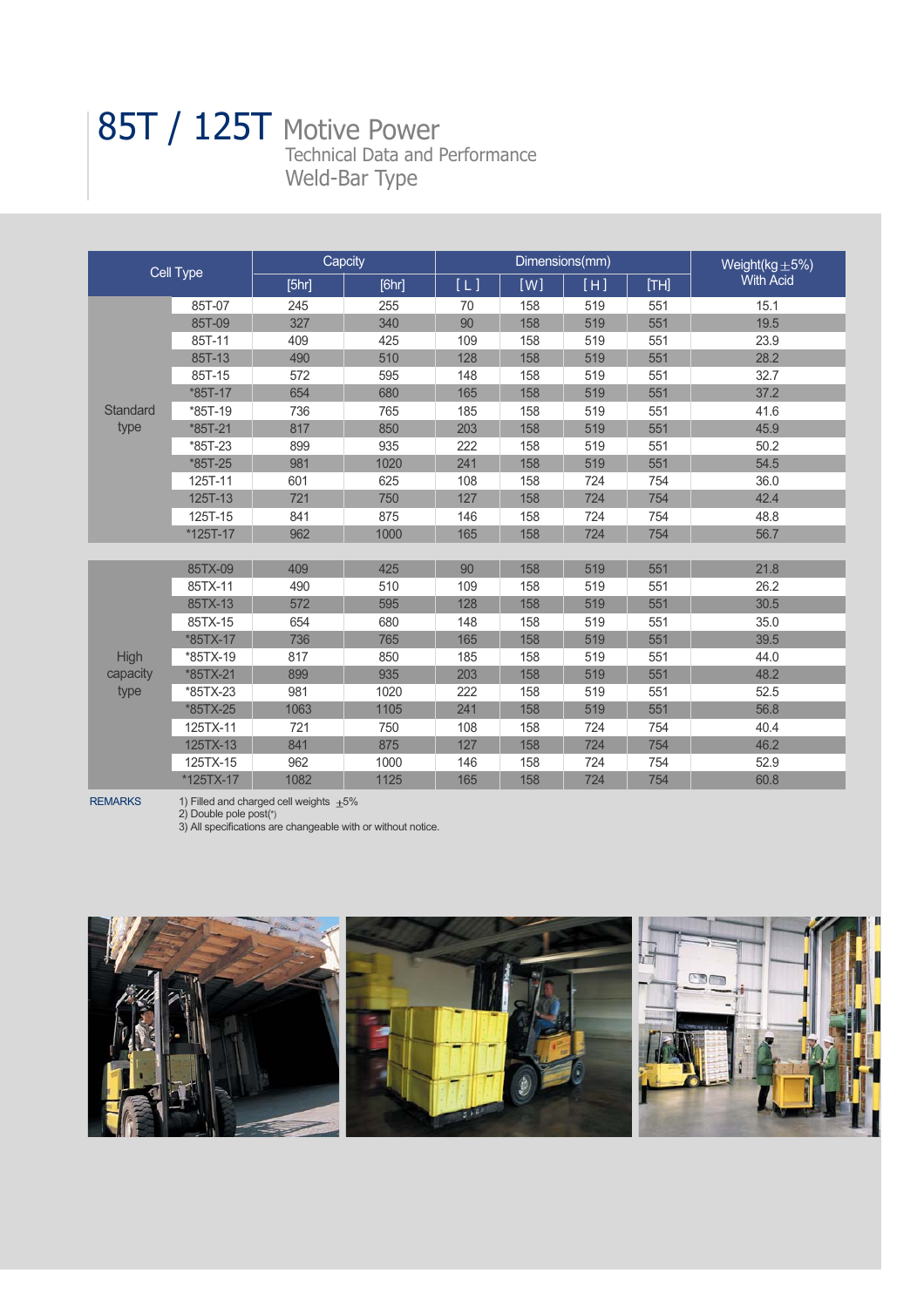# 85T / 125T Motive Power

Technical Data and Performance
Weld-Bar Type

| Cell Type | | Capcity | | Dimensions(mm) | | | | Weight(kg ±5%) With Acid |
|---|---|---|---|---|---|---|---|---|
| | | [5hr] | [6hr] | [ L ] | [W] | [ H ] | [TH] | |
| Standard type | 85T-07 | 245 | 255 | 70 | 158 | 519 | 551 | 15.1 |
| | 85T-09 | 327 | 340 | 90 | 158 | 519 | 551 | 19.5 |
| | 85T-11 | 409 | 425 | 109 | 158 | 519 | 551 | 23.9 |
| | 85T-13 | 490 | 510 | 128 | 158 | 519 | 551 | 28.2 |
| | 85T-15 | 572 | 595 | 148 | 158 | 519 | 551 | 32.7 |
| | *85T-17 | 654 | 680 | 165 | 158 | 519 | 551 | 37.2 |
| | *85T-19 | 736 | 765 | 185 | 158 | 519 | 551 | 41.6 |
| | *85T-21 | 817 | 850 | 203 | 158 | 519 | 551 | 45.9 |
| | *85T-23 | 899 | 935 | 222 | 158 | 519 | 551 | 50.2 |
| | *85T-25 | 981 | 1020 | 241 | 158 | 519 | 551 | 54.5 |
| | 125T-11 | 601 | 625 | 108 | 158 | 724 | 754 | 36.0 |
| | 125T-13 | 721 | 750 | 127 | 158 | 724 | 754 | 42.4 |
| | 125T-15 | 841 | 875 | 146 | 158 | 724 | 754 | 48.8 |
| | *125T-17 | 962 | 1000 | 165 | 158 | 724 | 754 | 56.7 |
| High capacity type | 85TX-09 | 409 | 425 | 90 | 158 | 519 | 551 | 21.8 |
| | 85TX-11 | 490 | 510 | 109 | 158 | 519 | 551 | 26.2 |
| | 85TX-13 | 572 | 595 | 128 | 158 | 519 | 551 | 30.5 |
| | 85TX-15 | 654 | 680 | 148 | 158 | 519 | 551 | 35.0 |
| | *85TX-17 | 736 | 765 | 165 | 158 | 519 | 551 | 39.5 |
| | *85TX-19 | 817 | 850 | 185 | 158 | 519 | 551 | 44.0 |
| | *85TX-21 | 899 | 935 | 203 | 158 | 519 | 551 | 48.2 |
| | *85TX-23 | 981 | 1020 | 222 | 158 | 519 | 551 | 52.5 |
| | *85TX-25 | 1063 | 1105 | 241 | 158 | 519 | 551 | 56.8 |
| | 125TX-11 | 721 | 750 | 108 | 158 | 724 | 754 | 40.4 |
| | 125TX-13 | 841 | 875 | 127 | 158 | 724 | 754 | 46.2 |
| | 125TX-15 | 962 | 1000 | 146 | 158 | 724 | 754 | 52.9 |
| | *125TX-17 | 1082 | 1125 | 165 | 158 | 724 | 754 | 60.8 |

REMARKS

1) Filled and charged cell weights ±5%
2) Double pole post(*)
3) All specifications are changeable with or without notice.